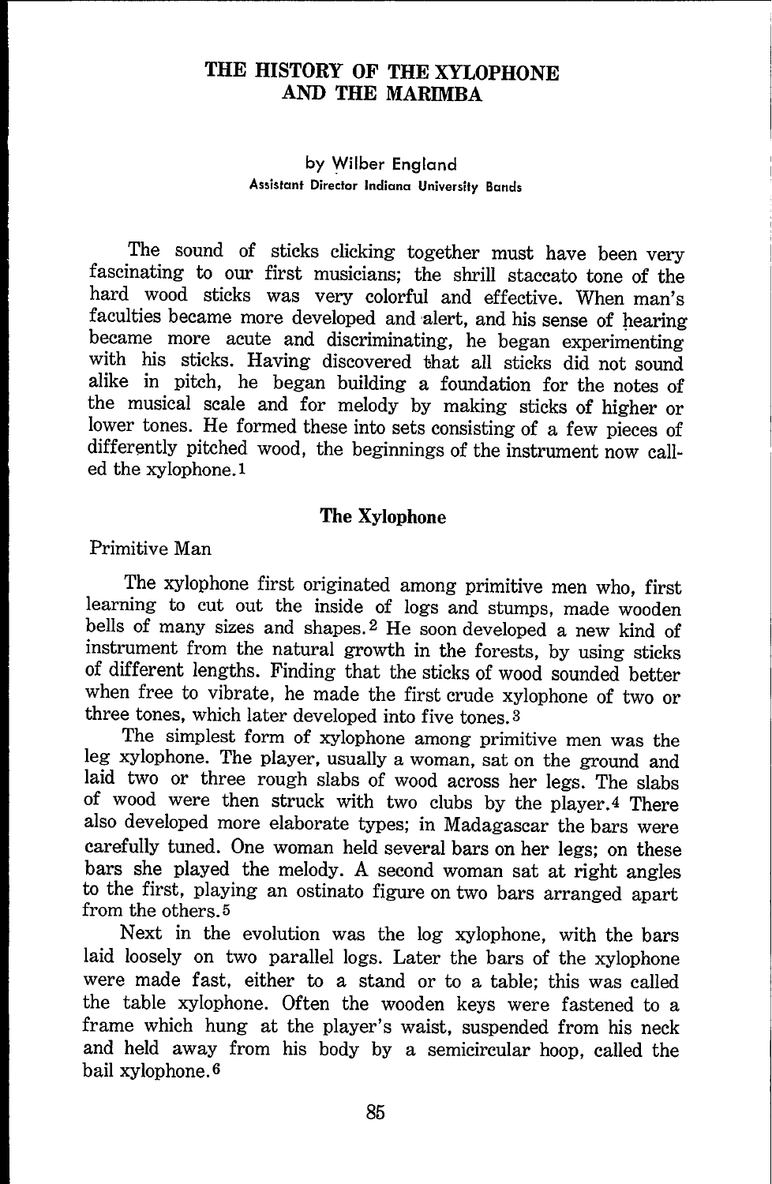# THE HISTORY OF THE XYLOPHONE AND THE MARIMBA

by Wilber England
Assistant Director Indiana University Bands

The sound of sticks clicking together must have been very fascinating to our first musicians; the shrill staccato tone of the hard wood sticks was very colorful and effective. When man's faculties became more developed and alert, and his sense of hearing became more acute and discriminating, he began experimenting with his sticks. Having discovered that all sticks did not sound alike in pitch, he began building a foundation for the notes of the musical scale and for melody by making sticks of higher or lower tones. He formed these into sets consisting of a few pieces of differently pitched wood, the beginnings of the instrument now called the xylophone.[1]

## The Xylophone

### Primitive Man

The xylophone first originated among primitive men who, first learning to cut out the inside of logs and stumps, made wooden bells of many sizes and shapes.[2] He soon developed a new kind of instrument from the natural growth in the forests, by using sticks of different lengths. Finding that the sticks of wood sounded better when free to vibrate, he made the first crude xylophone of two or three tones, which later developed into five tones.[3]

The simplest form of xylophone among primitive men was the leg xylophone. The player, usually a woman, sat on the ground and laid two or three rough slabs of wood across her legs. The slabs of wood were then struck with two clubs by the player.[4] There also developed more elaborate types; in Madagascar the bars were carefully tuned. One woman held several bars on her legs; on these bars she played the melody. A second woman sat at right angles to the first, playing an ostinato figure on two bars arranged apart from the others.[5]

Next in the evolution was the log xylophone, with the bars laid loosely on two parallel logs. Later the bars of the xylophone were made fast, either to a stand or to a table; this was called the table xylophone. Often the wooden keys were fastened to a frame which hung at the player's waist, suspended from his neck and held away from his body by a semicircular hoop, called the bail xylophone.[6]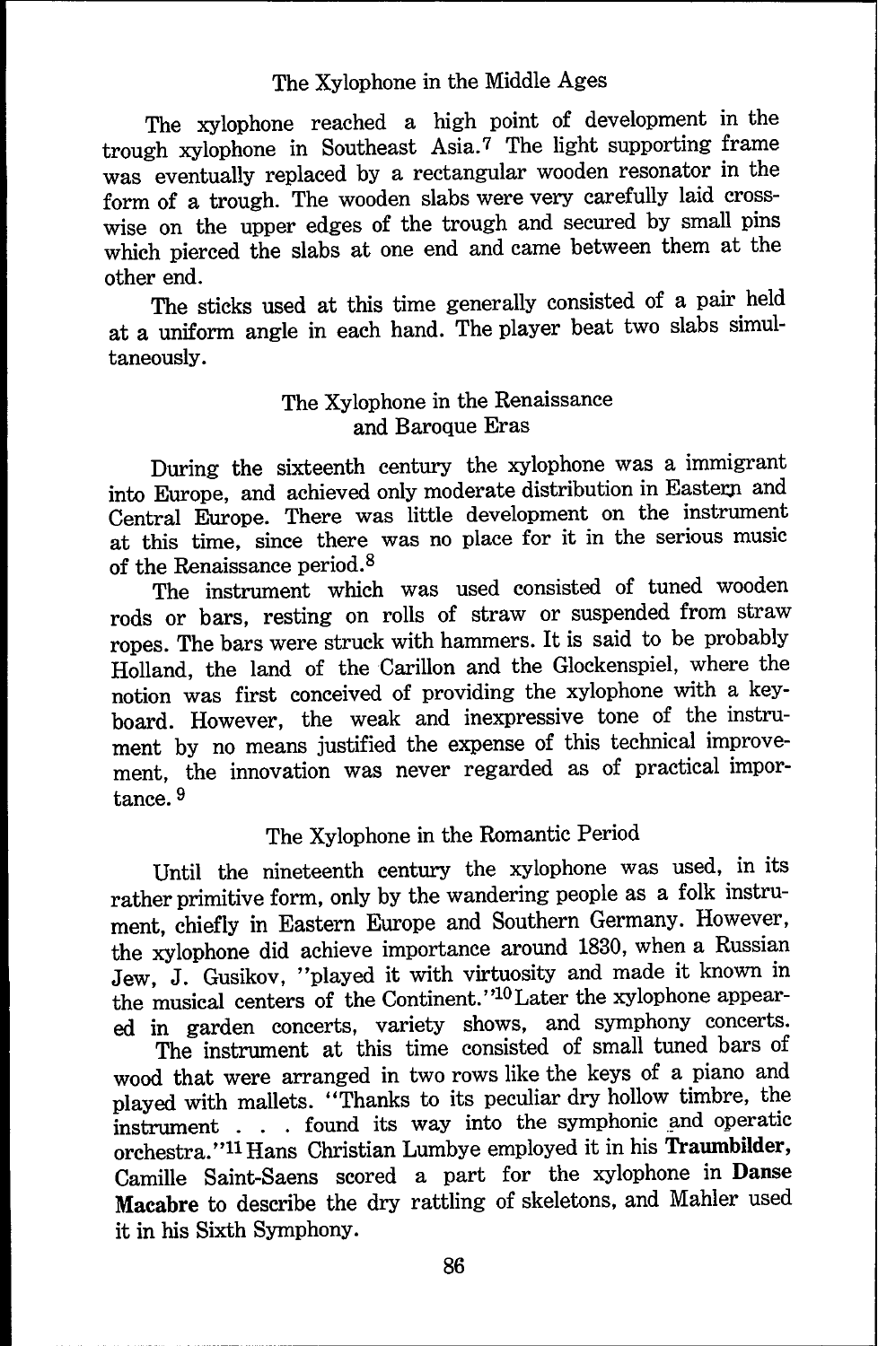## The Xylophone in the Middle Ages

The xylophone reached a high point of development in the trough xylophone in Southeast Asia.[7] The light supporting frame was eventually replaced by a rectangular wooden resonator in the form of a trough. The wooden slabs were very carefully laid crosswise on the upper edges of the trough and secured by small pins which pierced the slabs at one end and came between them at the other end.

The sticks used at this time generally consisted of a pair held at a uniform angle in each hand. The player beat two slabs simultaneously.

## The Xylophone in the Renaissance and Baroque Eras

During the sixteenth century the xylophone was a immigrant into Europe, and achieved only moderate distribution in Eastern and Central Europe. There was little development on the instrument at this time, since there was no place for it in the serious music of the Renaissance period.[8]

The instrument which was used consisted of tuned wooden rods or bars, resting on rolls of straw or suspended from straw ropes. The bars were struck with hammers. It is said to be probably Holland, the land of the Carillon and the Glockenspiel, where the notion was first conceived of providing the xylophone with a keyboard. However, the weak and inexpressive tone of the instrument by no means justified the expense of this technical improvement, the innovation was never regarded as of practical importance.[9]

## The Xylophone in the Romantic Period

Until the nineteenth century the xylophone was used, in its rather primitive form, only by the wandering people as a folk instrument, chiefly in Eastern Europe and Southern Germany. However, the xylophone did achieve importance around 1830, when a Russian Jew, J. Gusikov, "played it with virtuosity and made it known in the musical centers of the Continent."[10] Later the xylophone appeared in garden concerts, variety shows, and symphony concerts.

The instrument at this time consisted of small tuned bars of wood that were arranged in two rows like the keys of a piano and played with mallets. "Thanks to its peculiar dry hollow timbre, the instrument . . . found its way into the symphonic and operatic orchestra."[11] Hans Christian Lumbye employed it in his **Traumbilder,** Camille Saint-Saens scored a part for the xylophone in **Danse Macabre** to describe the dry rattling of skeletons, and Mahler used it in his Sixth Symphony.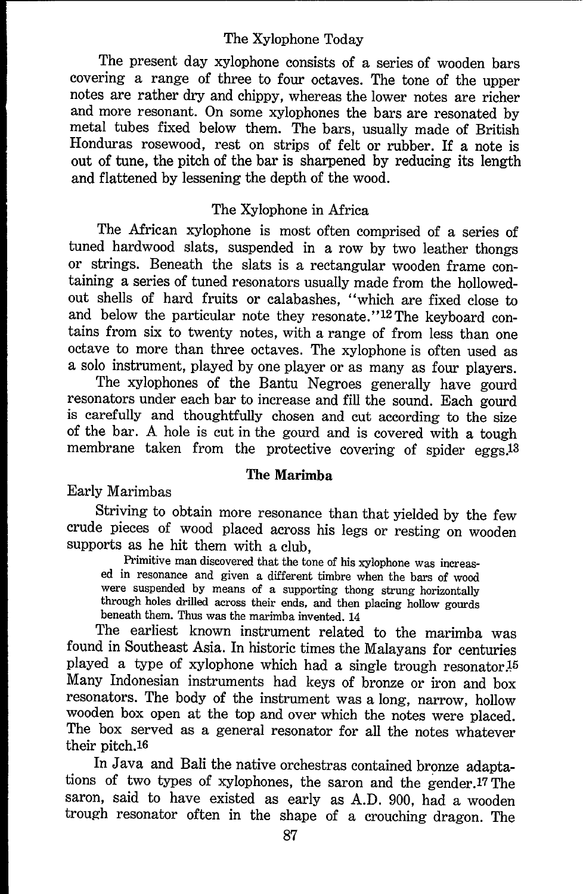### The Xylophone Today

The present day xylophone consists of a series of wooden bars covering a range of three to four octaves. The tone of the upper notes are rather dry and chippy, whereas the lower notes are richer and more resonant. On some xylophones the bars are resonated by metal tubes fixed below them. The bars, usually made of British Honduras rosewood, rest on strips of felt or rubber. If a note is out of tune, the pitch of the bar is sharpened by reducing its length and flattened by lessening the depth of the wood.

### The Xylophone in Africa

The African xylophone is most often comprised of a series of tuned hardwood slats, suspended in a row by two leather thongs or strings. Beneath the slats is a rectangular wooden frame containing a series of tuned resonators usually made from the hollowed-out shells of hard fruits or calabashes, "which are fixed close to and below the particular note they resonate."[12] The keyboard contains from six to twenty notes, with a range of from less than one octave to more than three octaves. The xylophone is often used as a solo instrument, played by one player or as many as four players.

The xylophones of the Bantu Negroes generally have gourd resonators under each bar to increase and fill the sound. Each gourd is carefully and thoughtfully chosen and cut according to the size of the bar. A hole is cut in the gourd and is covered with a tough membrane taken from the protective covering of spider eggs.[13]

## The Marimba

### Early Marimbas

Striving to obtain more resonance than that yielded by the few crude pieces of wood placed across his legs or resting on wooden supports as he hit them with a club,

> Primitive man discovered that the tone of his xylophone was increased in resonance and given a different timbre when the bars of wood were suspended by means of a supporting thong strung horizontally through holes drilled across their ends, and then placing hollow gourds beneath them. Thus was the marimba invented. 14

The earliest known instrument related to the marimba was found in Southeast Asia. In historic times the Malayans for centuries played a type of xylophone which had a single trough resonator.[15] Many Indonesian instruments had keys of bronze or iron and box resonators. The body of the instrument was a long, narrow, hollow wooden box open at the top and over which the notes were placed. The box served as a general resonator for all the notes whatever their pitch.[16]

In Java and Bali the native orchestras contained bronze adaptations of two types of xylophones, the saron and the gender.[17] The saron, said to have existed as early as A.D. 900, had a wooden trough resonator often in the shape of a crouching dragon. The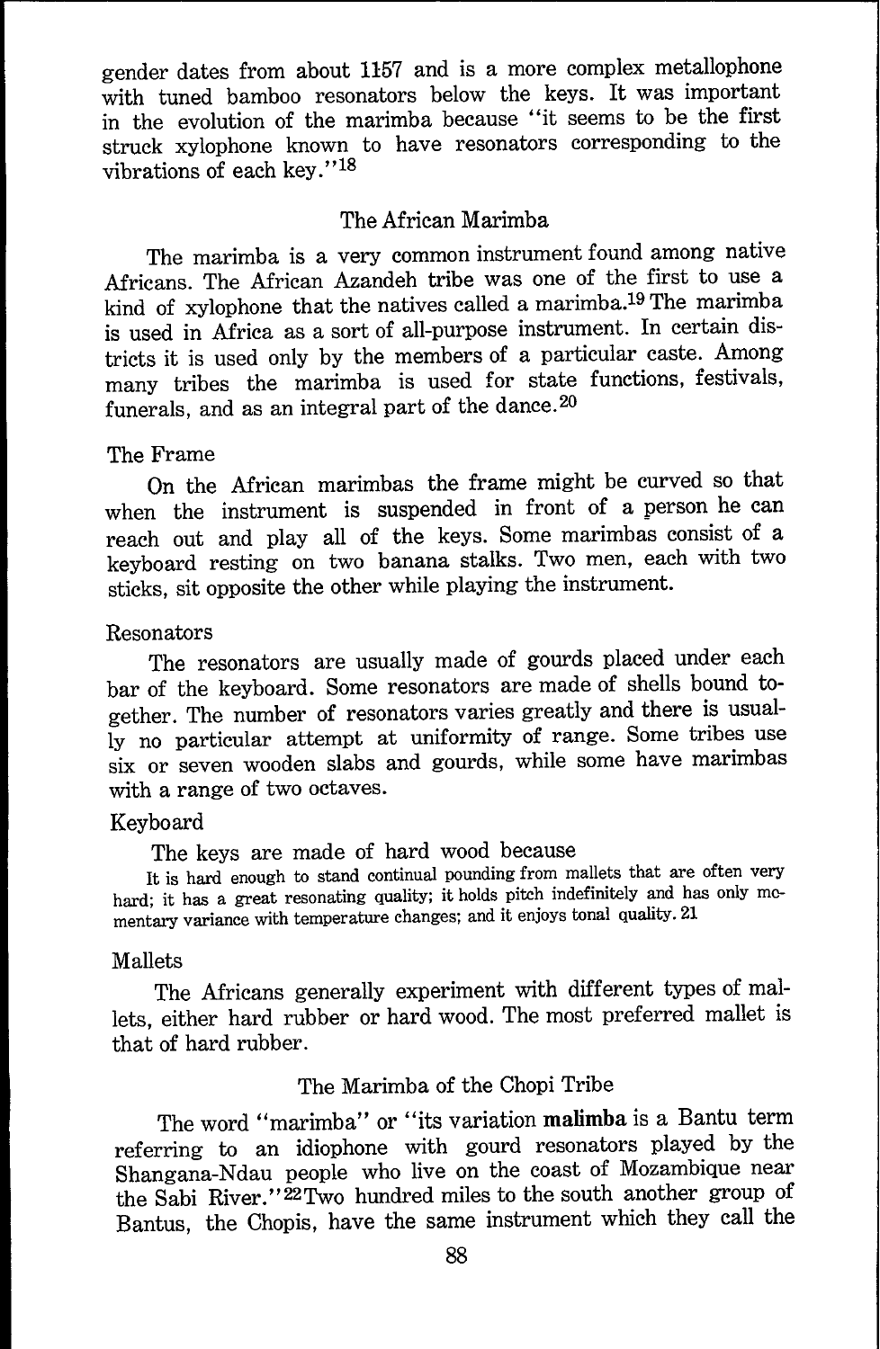gender dates from about 1157 and is a more complex metallophone with tuned bamboo resonators below the keys. It was important in the evolution of the marimba because "it seems to be the first struck xylophone known to have resonators corresponding to the vibrations of each key."[18]

## The African Marimba

The marimba is a very common instrument found among native Africans. The African Azandeh tribe was one of the first to use a kind of xylophone that the natives called a marimba.[19] The marimba is used in Africa as a sort of all-purpose instrument. In certain districts it is used only by the members of a particular caste. Among many tribes the marimba is used for state functions, festivals, funerals, and as an integral part of the dance.[20]

### The Frame

On the African marimbas the frame might be curved so that when the instrument is suspended in front of a person he can reach out and play all of the keys. Some marimbas consist of a keyboard resting on two banana stalks. Two men, each with two sticks, sit opposite the other while playing the instrument.

### Resonators

The resonators are usually made of gourds placed under each bar of the keyboard. Some resonators are made of shells bound together. The number of resonators varies greatly and there is usually no particular attempt at uniformity of range. Some tribes use six or seven wooden slabs and gourds, while some have marimbas with a range of two octaves.

### Keyboard

The keys are made of hard wood because

> It is hard enough to stand continual pounding from mallets that are often very hard; it has a great resonating quality; it holds pitch indefinitely and has only momentary variance with temperature changes; and it enjoys tonal quality. 21

### Mallets

The Africans generally experiment with different types of mallets, either hard rubber or hard wood. The most preferred mallet is that of hard rubber.

## The Marimba of the Chopi Tribe

The word "marimba" or "its variation **malimba** is a Bantu term referring to an idiophone with gourd resonators played by the Shangana-Ndau people who live on the coast of Mozambique near the Sabi River."[22] Two hundred miles to the south another group of Bantus, the Chopis, have the same instrument which they call the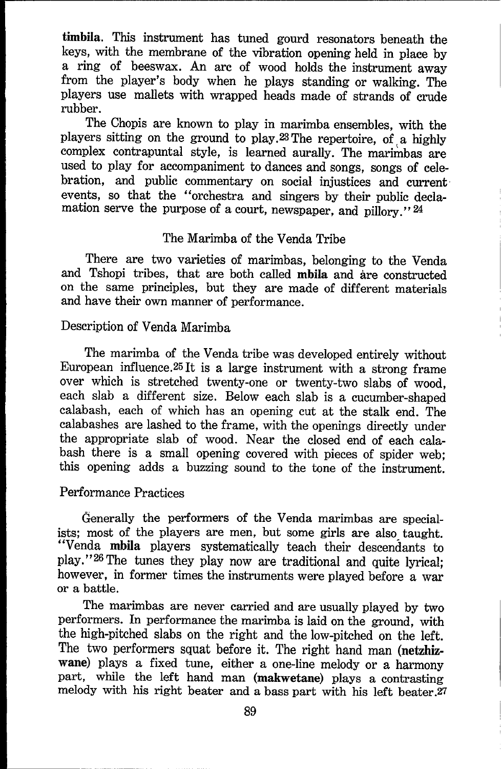**timbila**. This instrument has tuned gourd resonators beneath the keys, with the membrane of the vibration opening held in place by a ring of beeswax. An arc of wood holds the instrument away from the player's body when he plays standing or walking. The players use mallets with wrapped heads made of strands of crude rubber.

The Chopis are known to play in marimba ensembles, with the players sitting on the ground to play.[23] The repertoire, of a highly complex contrapuntal style, is learned aurally. The marimbas are used to play for accompaniment to dances and songs, songs of celebration, and public commentary on social injustices and current events, so that the "orchestra and singers by their public declamation serve the purpose of a court, newspaper, and pillory."[24]

## The Marimba of the Venda Tribe

There are two varieties of marimbas, belonging to the Venda and Tshopi tribes, that are both called **mbila** and are constructed on the same principles, but they are made of different materials and have their own manner of performance.

### Description of Venda Marimba

The marimba of the Venda tribe was developed entirely without European influence.[25] It is a large instrument with a strong frame over which is stretched twenty-one or twenty-two slabs of wood, each slab a different size. Below each slab is a cucumber-shaped calabash, each of which has an opening cut at the stalk end. The calabashes are lashed to the frame, with the openings directly under the appropriate slab of wood. Near the closed end of each calabash there is a small opening covered with pieces of spider web; this opening adds a buzzing sound to the tone of the instrument.

### Performance Practices

Generally the performers of the Venda marimbas are specialists; most of the players are men, but some girls are also taught. "Venda **mbila** players systematically teach their descendants to play."[26] The tunes they play now are traditional and quite lyrical; however, in former times the instruments were played before a war or a battle.

The marimbas are never carried and are usually played by two performers. In performance the marimba is laid on the ground, with the high-pitched slabs on the right and the low-pitched on the left. The two performers squat before it. The right hand man (**netzhizwane**) plays a fixed tune, either a one-line melody or a harmony part, while the left hand man (**makwetane**) plays a contrasting melody with his right beater and a bass part with his left beater.[27]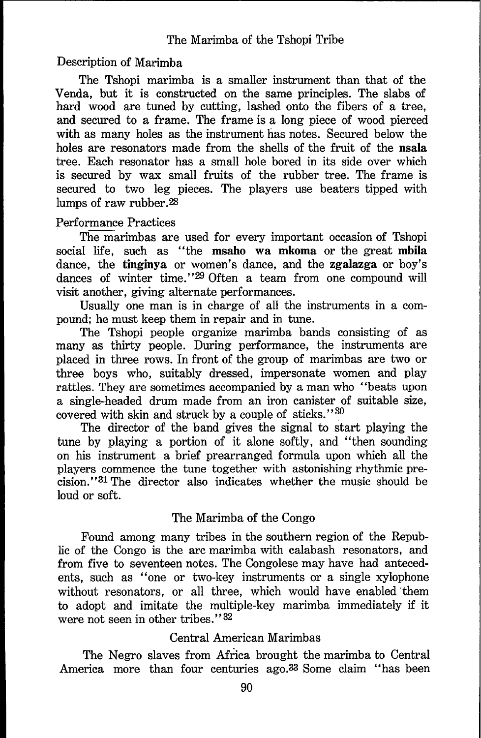## The Marimba of the Tshopi Tribe

### Description of Marimba

The Tshopi marimba is a smaller instrument than that of the Venda, but it is constructed on the same principles. The slabs of hard wood are tuned by cutting, lashed onto the fibers of a tree, and secured to a frame. The frame is a long piece of wood pierced with as many holes as the instrument has notes. Secured below the holes are resonators made from the shells of the fruit of the **nsala** tree. Each resonator has a small hole bored in its side over which is secured by wax small fruits of the rubber tree. The frame is secured to two leg pieces. The players use beaters tipped with lumps of raw rubber.[28]

### Performance Practices

The marimbas are used for every important occasion of Tshopi social life, such as "the **msaho wa mkoma** or the great **mbila** dance, the **tinginya** or women's dance, and the **zgalazga** or boy's dances of winter time."[29] Often a team from one compound will visit another, giving alternate performances.

Usually one man is in charge of all the instruments in a compound; he must keep them in repair and in tune.

The Tshopi people organize marimba bands consisting of as many as thirty people. During performance, the instruments are placed in three rows. In front of the group of marimbas are two or three boys who, suitably dressed, impersonate women and play rattles. They are sometimes accompanied by a man who "beats upon a single-headed drum made from an iron canister of suitable size, covered with skin and struck by a couple of sticks."[30]

The director of the band gives the signal to start playing the tune by playing a portion of it alone softly, and "then sounding on his instrument a brief prearranged formula upon which all the players commence the tune together with astonishing rhythmic precision."[31] The director also indicates whether the music should be loud or soft.

## The Marimba of the Congo

Found among many tribes in the southern region of the Republic of the Congo is the arc marimba with calabash resonators, and from five to seventeen notes. The Congolese may have had antecedents, such as "one or two-key instruments or a single xylophone without resonators, or all three, which would have enabled them to adopt and imitate the multiple-key marimba immediately if it were not seen in other tribes."[32]

## Central American Marimbas

The Negro slaves from Africa brought the marimba to Central America more than four centuries ago.[33] Some claim "has been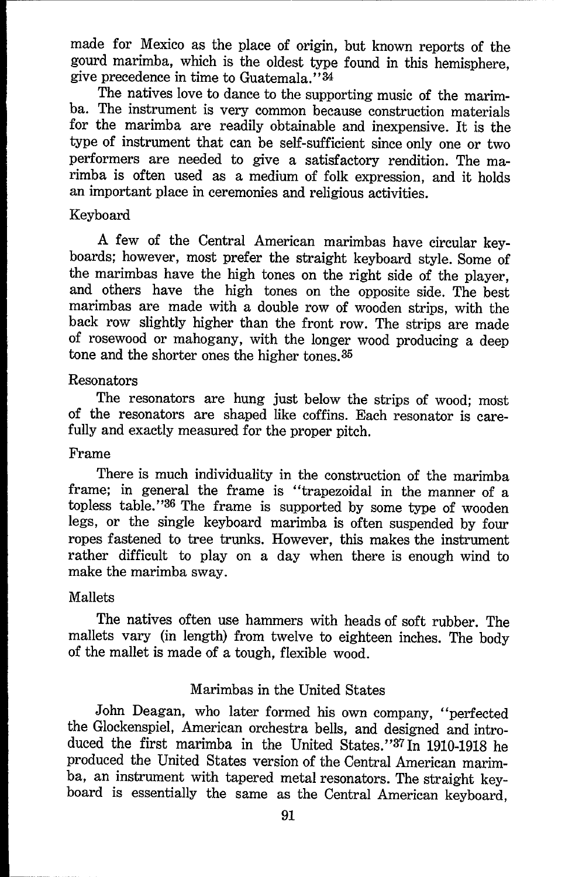made for Mexico as the place of origin, but known reports of the gourd marimba, which is the oldest type found in this hemisphere, give precedence in time to Guatemala."[34]

The natives love to dance to the supporting music of the marimba. The instrument is very common because construction materials for the marimba are readily obtainable and inexpensive. It is the type of instrument that can be self-sufficient since only one or two performers are needed to give a satisfactory rendition. The marimba is often used as a medium of folk expression, and it holds an important place in ceremonies and religious activities.

### Keyboard

A few of the Central American marimbas have circular keyboards; however, most prefer the straight keyboard style. Some of the marimbas have the high tones on the right side of the player, and others have the high tones on the opposite side. The best marimbas are made with a double row of wooden strips, with the back row slightly higher than the front row. The strips are made of rosewood or mahogany, with the longer wood producing a deep tone and the shorter ones the higher tones.[35]

### Resonators

The resonators are hung just below the strips of wood; most of the resonators are shaped like coffins. Each resonator is carefully and exactly measured for the proper pitch.

### Frame

There is much individuality in the construction of the marimba frame; in general the frame is "trapezoidal in the manner of a topless table."[36] The frame is supported by some type of wooden legs, or the single keyboard marimba is often suspended by four ropes fastened to tree trunks. However, this makes the instrument rather difficult to play on a day when there is enough wind to make the marimba sway.

### Mallets

The natives often use hammers with heads of soft rubber. The mallets vary (in length) from twelve to eighteen inches. The body of the mallet is made of a tough, flexible wood.

## Marimbas in the United States

John Deagan, who later formed his own company, "perfected the Glockenspiel, American orchestra bells, and designed and introduced the first marimba in the United States."[37] In 1910-1918 he produced the United States version of the Central American marimba, an instrument with tapered metal resonators. The straight keyboard is essentially the same as the Central American keyboard,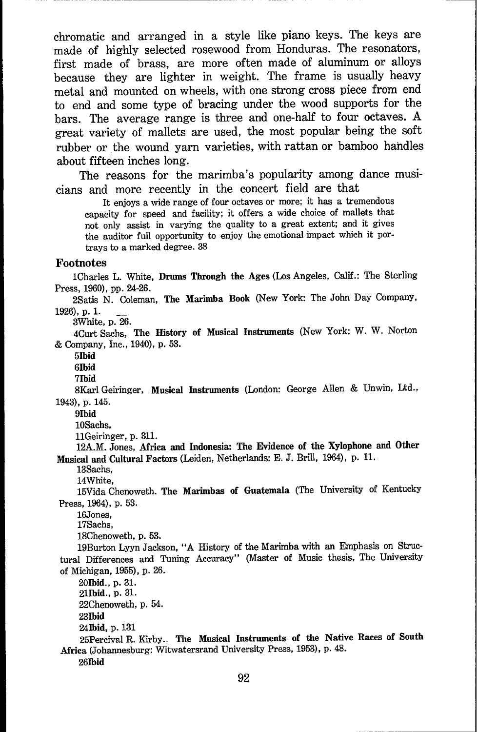chromatic and arranged in a style like piano keys. The keys are made of highly selected rosewood from Honduras. The resonators, first made of brass, are more often made of aluminum or alloys because they are lighter in weight. The frame is usually heavy metal and mounted on wheels, with one strong cross piece from end to end and some type of bracing under the wood supports for the bars. The average range is three and one-half to four octaves. A great variety of mallets are used, the most popular being the soft rubber or the wound yarn varieties, with rattan or bamboo handles about fifteen inches long.

The reasons for the marimba's popularity among dance musicians and more recently in the concert field are that

> It enjoys a wide range of four octaves or more; it has a tremendous capacity for speed and facility; it offers a wide choice of mallets that not only assist in varying the quality to a great extent; and it gives the auditor full opportunity to enjoy the emotional impact which it portrays to a marked degree. 38

### Footnotes

1Charles L. White, **Drums Through the Ages** (Los Angeles, Calif.: The Sterling Press, 1960), pp. 24-26.

2Satis N. Coleman, **The Marimba Book** (New York: The John Day Company, 1926), p. 1.

3White, p. 26.

4Curt Sachs, **The History of Musical Instruments** (New York: W. W. Norton & Company, Inc., 1940), p. 53.

5**Ibid**

6**Ibid**

7**Ibid**

8Karl Geiringer, **Musical Instruments** (London: George Allen & Unwin, Ltd., 1943), p. 145.

9**Ibid**

10Sachs,

11Geiringer, p. 311.

12A.M. Jones, **Africa and Indonesia: The Evidence of the Xylophone and Other Musical and Cultural Factors** (Leiden, Netherlands: E. J. Brill, 1964), p. 11.

13Sachs,

14White,

15Vida Chenoweth. **The Marimbas of Guatemala** (The University of Kentucky Press, 1964), p. 53.

16Jones,

17Sachs,

18Chenoweth, p. 53.

19Burton Lyyn Jackson, "A History of the Marimba with an Emphasis on Structural Differences and Tuning Accuracy" (Master of Music thesis, The University of Michigan, 1955), p. 26.

20**Ibid.**, p. 31.

21**Ibid.**, p. 31.

22Chenoweth, p. 54.

23**Ibid**

24**Ibid**, p. 131

25Percival R. Kirby.. **The Musical Instruments of the Native Races of South Africa** (Johannesburg: Witwatersrand University Press, 1953), p. 48.

26**Ibid**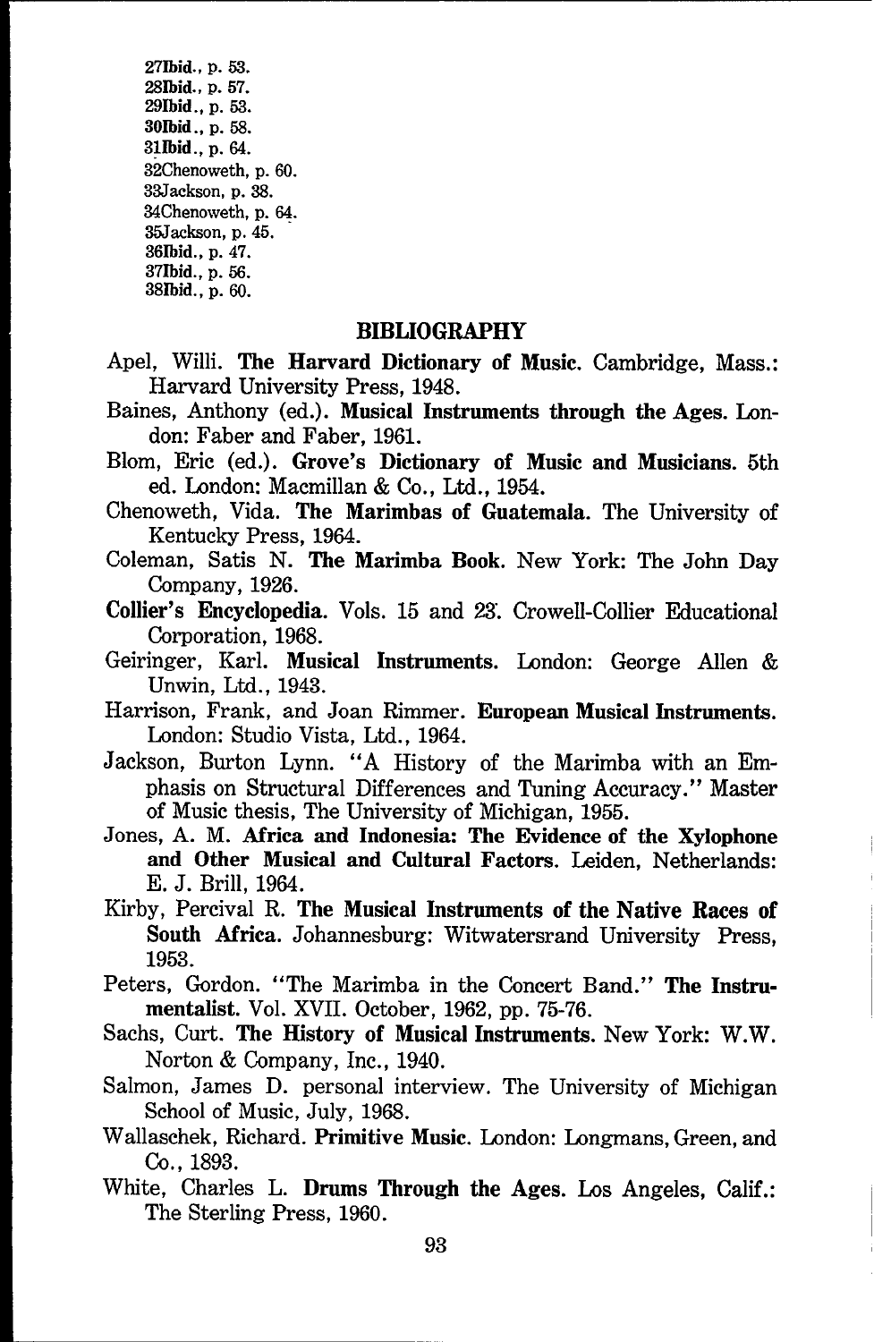[27]Ibid., p. 53.
[28]Ibid., p. 57.
[29]Ibid., p. 53.
[30]Ibid., p. 58.
[31]Ibid., p. 64.
[32]Chenoweth, p. 60.
[33]Jackson, p. 38.
[34]Chenoweth, p. 64.
[35]Jackson, p. 45.
[36]Ibid., p. 47.
[37]Ibid., p. 56.
[38]Ibid., p. 60.

## BIBLIOGRAPHY

Apel, Willi. **The Harvard Dictionary of Music.** Cambridge, Mass.: Harvard University Press, 1948.

Baines, Anthony (ed.). **Musical Instruments through the Ages.** London: Faber and Faber, 1961.

Blom, Eric (ed.). **Grove's Dictionary of Music and Musicians.** 5th ed. London: Macmillan & Co., Ltd., 1954.

Chenoweth, Vida. **The Marimbas of Guatemala.** The University of Kentucky Press, 1964.

Coleman, Satis N. **The Marimba Book.** New York: The John Day Company, 1926.

**Collier's Encyclopedia.** Vols. 15 and 23. Crowell-Collier Educational Corporation, 1968.

Geiringer, Karl. **Musical Instruments.** London: George Allen & Unwin, Ltd., 1943.

Harrison, Frank, and Joan Rimmer. **European Musical Instruments.** London: Studio Vista, Ltd., 1964.

Jackson, Burton Lynn. "A History of the Marimba with an Emphasis on Structural Differences and Tuning Accuracy." Master of Music thesis, The University of Michigan, 1955.

Jones, A. M. **Africa and Indonesia: The Evidence of the Xylophone and Other Musical and Cultural Factors.** Leiden, Netherlands: E. J. Brill, 1964.

Kirby, Percival R. **The Musical Instruments of the Native Races of South Africa.** Johannesburg: Witwatersrand University Press, 1953.

Peters, Gordon. "The Marimba in the Concert Band." **The Instrumentalist.** Vol. XVII. October, 1962, pp. 75-76.

Sachs, Curt. **The History of Musical Instruments.** New York: W.W. Norton & Company, Inc., 1940.

Salmon, James D. personal interview. The University of Michigan School of Music, July, 1968.

Wallaschek, Richard. **Primitive Music.** London: Longmans, Green, and Co., 1893.

White, Charles L. **Drums Through the Ages.** Los Angeles, Calif.: The Sterling Press, 1960.